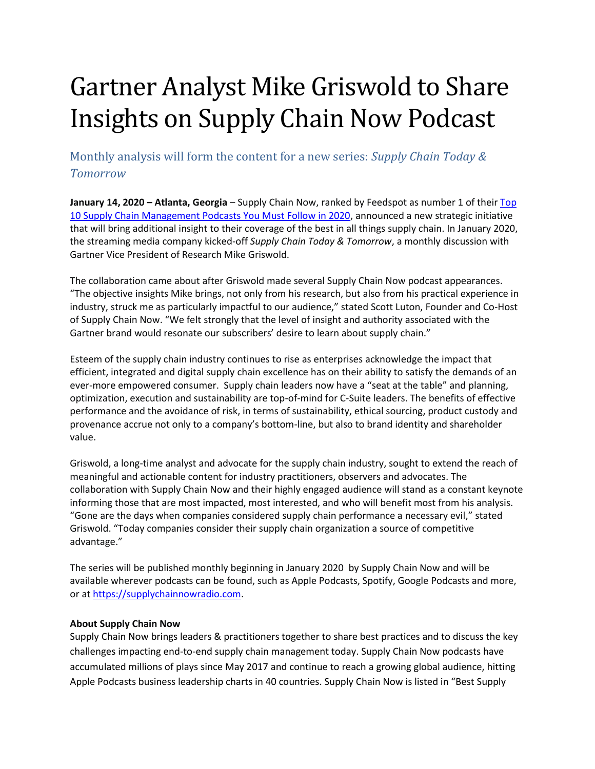# Gartner Analyst Mike Griswold to Share Insights on Supply Chain Now Podcast

## Monthly analysis will form the content for a new series: *Supply Chain Today & Tomorrow*

**January 14, 2020 – Atlanta, Georgia** – Supply Chain Now, ranked by Feedspot as number 1 of their [Top 10 Supply Chain Management Podcasts You Must Follow in 2020](), announced a new strategic initiative that will bring additional insight to their coverage of the best in all things supply chain. In January 2020, the streaming media company kicked-off *Supply Chain Today & Tomorrow*, a monthly discussion with Gartner Vice President of Research Mike Griswold.

The collaboration came about after Griswold made several Supply Chain Now podcast appearances. "The objective insights Mike brings, not only from his research, but also from his practical experience in industry, struck me as particularly impactful to our audience," stated Scott Luton, Founder and Co-Host of Supply Chain Now. "We felt strongly that the level of insight and authority associated with the Gartner brand would resonate our subscribers' desire to learn about supply chain."

Esteem of the supply chain industry continues to rise as enterprises acknowledge the impact that efficient, integrated and digital supply chain excellence has on their ability to satisfy the demands of an ever-more empowered consumer. Supply chain leaders now have a "seat at the table" and planning, optimization, execution and sustainability are top-of-mind for C-Suite leaders. The benefits of effective performance and the avoidance of risk, in terms of sustainability, ethical sourcing, product custody and provenance accrue not only to a company's bottom-line, but also to brand identity and shareholder value.

Griswold, a long-time analyst and advocate for the supply chain industry, sought to extend the reach of meaningful and actionable content for industry practitioners, observers and advocates. The collaboration with Supply Chain Now and their highly engaged audience will stand as a constant keynote informing those that are most impacted, most interested, and who will benefit most from his analysis. "Gone are the days when companies considered supply chain performance a necessary evil," stated Griswold. "Today companies consider their supply chain organization a source of competitive advantage."

The series will be published monthly beginning in January 2020 by Supply Chain Now and will be available wherever podcasts can be found, such as Apple Podcasts, Spotify, Google Podcasts and more, or at [https://supplychainnowradio.com](https://supplychainnowradio.com).

**About Supply Chain Now**

Supply Chain Now brings leaders & practitioners together to share best practices and to discuss the key challenges impacting end-to-end supply chain management today. Supply Chain Now podcasts have accumulated millions of plays since May 2017 and continue to reach a growing global audience, hitting Apple Podcasts business leadership charts in 40 countries. Supply Chain Now is listed in "Best Supply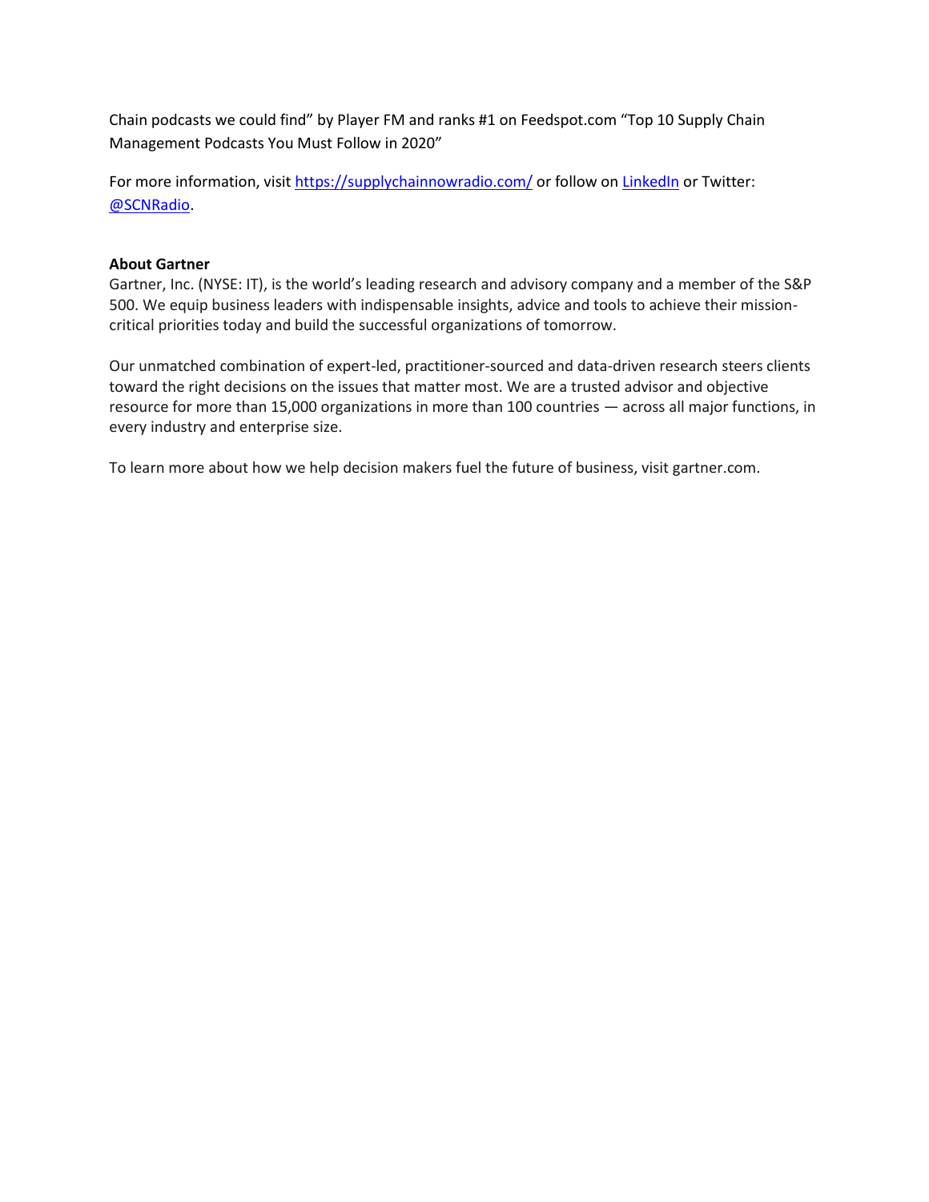Chain podcasts we could find" by Player FM and ranks #1 on Feedspot.com "Top 10 Supply Chain Management Podcasts You Must Follow in 2020"

For more information, visit [https://supplychainnowradio.com/](https://supplychainnowradio.com/) or follow on [LinkedIn]() or Twitter: [@SCNRadio]().

**About Gartner**

Gartner, Inc. (NYSE: IT), is the world's leading research and advisory company and a member of the S&P 500. We equip business leaders with indispensable insights, advice and tools to achieve their mission-critical priorities today and build the successful organizations of tomorrow.

Our unmatched combination of expert-led, practitioner-sourced and data-driven research steers clients toward the right decisions on the issues that matter most. We are a trusted advisor and objective resource for more than 15,000 organizations in more than 100 countries — across all major functions, in every industry and enterprise size.

To learn more about how we help decision makers fuel the future of business, visit gartner.com.